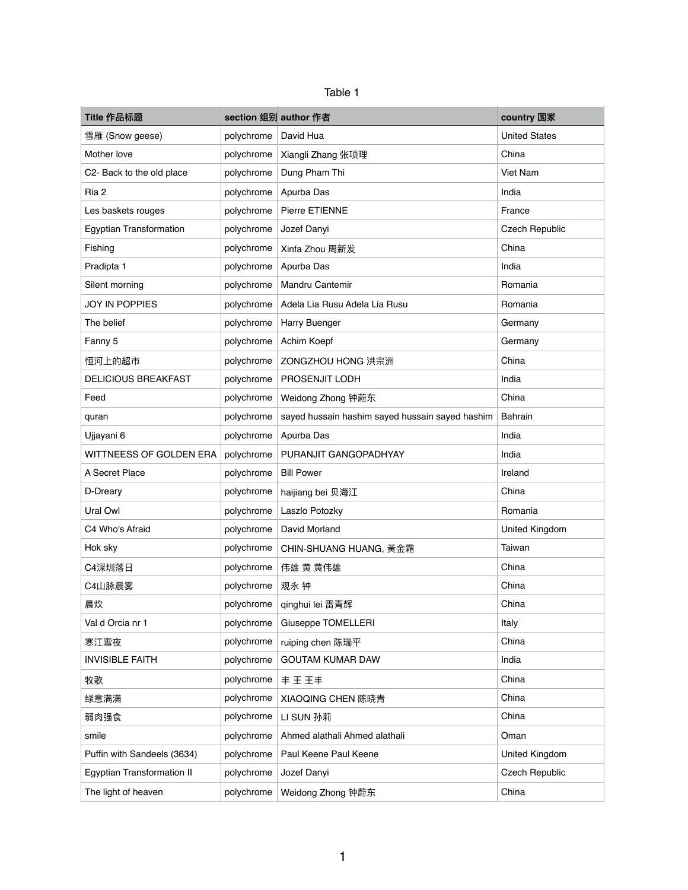Table 1

| Title 作品标题 | section 组别 | author 作者 | country 国家 |
|---|---|---|---|
| 雪雁 (Snow geese) | polychrome | David Hua | United States |
| Mother love | polychrome | Xiangli Zhang 张项理 | China |
| C2- Back to the old place | polychrome | Dung Pham Thi | Viet Nam |
| Ria 2 | polychrome | Apurba Das | India |
| Les baskets rouges | polychrome | Pierre ETIENNE | France |
| Egyptian Transformation | polychrome | Jozef Danyi | Czech Republic |
| Fishing | polychrome | Xinfa Zhou 周新发 | China |
| Pradipta 1 | polychrome | Apurba Das | India |
| Silent morning | polychrome | Mandru Cantemir | Romania |
| JOY IN POPPIES | polychrome | Adela Lia Rusu Adela Lia Rusu | Romania |
| The belief | polychrome | Harry Buenger | Germany |
| Fanny 5 | polychrome | Achim Koepf | Germany |
| 恒河上的超市 | polychrome | ZONGZHOU HONG 洪宗洲 | China |
| DELICIOUS BREAKFAST | polychrome | PROSENJIT LODH | India |
| Feed | polychrome | Weidong Zhong 钟蔚东 | China |
| quran | polychrome | sayed hussain hashim sayed hussain sayed hashim | Bahrain |
| Ujjayani 6 | polychrome | Apurba Das | India |
| WITTNEESS OF GOLDEN ERA | polychrome | PURANJIT GANGOPADHYAY | India |
| A Secret Place | polychrome | Bill Power | Ireland |
| D-Dreary | polychrome | haijiang bei 贝海江 | China |
| Ural Owl | polychrome | Laszlo Potozky | Romania |
| C4 Who's Afraid | polychrome | David Morland | United Kingdom |
| Hok sky | polychrome | CHIN-SHUANG HUANG, 黃金霜 | Taiwan |
| C4深圳落日 | polychrome | 伟雄 黄 黄伟雄 | China |
| C4山脉晨雾 | polychrome | 观永 钟 | China |
| 晨炊 | polychrome | qinghui lei 雷青辉 | China |
| Val d Orcia nr 1 | polychrome | Giuseppe TOMELLERI | Italy |
| 寒江雪夜 | polychrome | ruiping chen 陈瑞平 | China |
| INVISIBLE FAITH | polychrome | GOUTAM KUMAR DAW | India |
| 牧歌 | polychrome | 丰 王 王丰 | China |
| 绿意满满 | polychrome | XIAOQING CHEN 陈晓青 | China |
| 弱肉强食 | polychrome | LI SUN 孙莉 | China |
| smile | polychrome | Ahmed alathali Ahmed alathali | Oman |
| Puffin with Sandeels (3634) | polychrome | Paul Keene Paul Keene | United Kingdom |
| Egyptian Transformation II | polychrome | Jozef Danyi | Czech Republic |
| The light of heaven | polychrome | Weidong Zhong 钟蔚东 | China |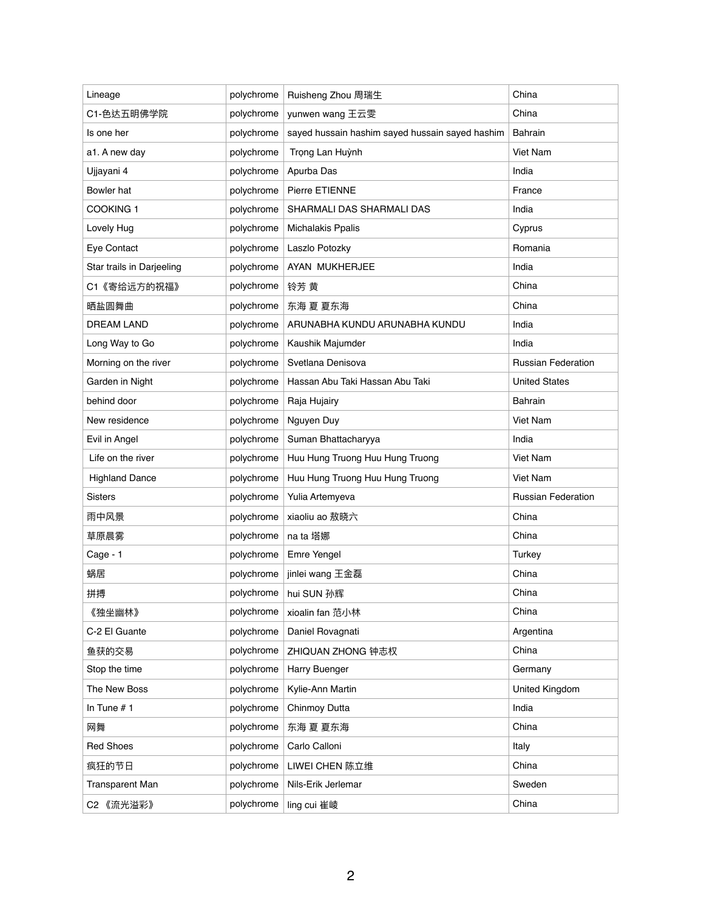| Lineage | polychrome | Ruisheng Zhou 周瑞生 | China |
|---|---|---|---|
| C1-色达五明佛学院 | polychrome | yunwen wang 王云雯 | China |
| Is one her | polychrome | sayed hussain hashim sayed hussain sayed hashim | Bahrain |
| a1. A new day | polychrome | Trọng Lan Huỳnh | Viet Nam |
| Ujjayani 4 | polychrome | Apurba Das | India |
| Bowler hat | polychrome | Pierre ETIENNE | France |
| COOKING 1 | polychrome | SHARMALI DAS SHARMALI DAS | India |
| Lovely Hug | polychrome | Michalakis Ppalis | Cyprus |
| Eye Contact | polychrome | Laszlo Potozky | Romania |
| Star trails in Darjeeling | polychrome | AYAN MUKHERJEE | India |
| C1《寄给远方的祝福》 | polychrome | 铃芳 黄 | China |
| 晒盐圆舞曲 | polychrome | 东海 夏 夏东海 | China |
| DREAM LAND | polychrome | ARUNABHA KUNDU ARUNABHA KUNDU | India |
| Long Way to Go | polychrome | Kaushik Majumder | India |
| Morning on the river | polychrome | Svetlana Denisova | Russian Federation |
| Garden in Night | polychrome | Hassan Abu Taki Hassan Abu Taki | United States |
| behind door | polychrome | Raja Hujairy | Bahrain |
| New residence | polychrome | Nguyen Duy | Viet Nam |
| Evil in Angel | polychrome | Suman Bhattacharyya | India |
| Life on the river | polychrome | Huu Hung Truong Huu Hung Truong | Viet Nam |
| Highland Dance | polychrome | Huu Hung Truong Huu Hung Truong | Viet Nam |
| Sisters | polychrome | Yulia Artemyeva | Russian Federation |
| 雨中风景 | polychrome | xiaoliu ao 敖晓六 | China |
| 草原晨雾 | polychrome | na ta 塔娜 | China |
| Cage - 1 | polychrome | Emre Yengel | Turkey |
| 蜗居 | polychrome | jinlei wang 王金磊 | China |
| 拼搏 | polychrome | hui SUN 孙辉 | China |
| 《独坐幽林》 | polychrome | xioalin fan 范小林 | China |
| C-2 El Guante | polychrome | Daniel Rovagnati | Argentina |
| 鱼获的交易 | polychrome | ZHIQUAN ZHONG 钟志权 | China |
| Stop the time | polychrome | Harry Buenger | Germany |
| The New Boss | polychrome | Kylie-Ann Martin | United Kingdom |
| In Tune # 1 | polychrome | Chinmoy Dutta | India |
| 网舞 | polychrome | 东海 夏 夏东海 | China |
| Red Shoes | polychrome | Carlo Calloni | Italy |
| 疯狂的节日 | polychrome | LIWEI CHEN 陈立维 | China |
| Transparent Man | polychrome | Nils-Erik Jerlemar | Sweden |
| C2 《流光溢彩》 | polychrome | ling cui 崔崚 | China |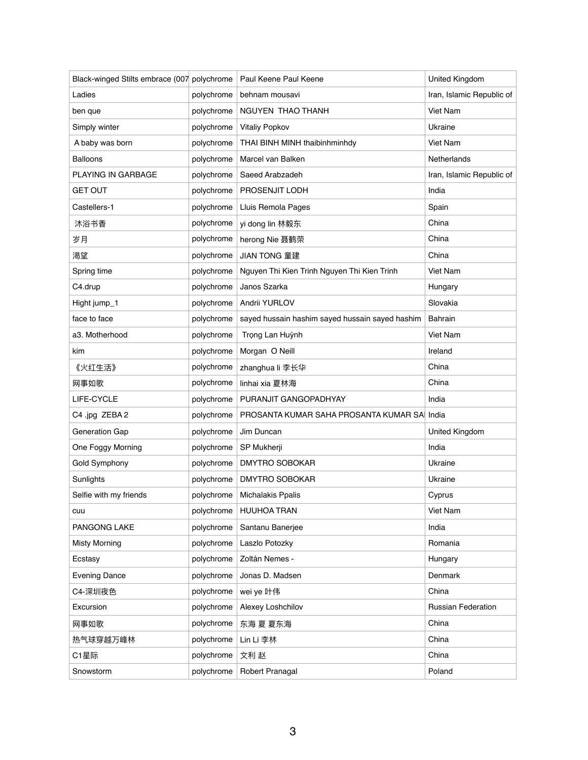| Black-winged Stilts embrace (007 | polychrome | Paul Keene Paul Keene | United Kingdom |
|---|---|---|---|
| Ladies | polychrome | behnam mousavi | Iran, Islamic Republic of |
| ben que | polychrome | NGUYEN THAO THANH | Viet Nam |
| Simply winter | polychrome | Vitaliy Popkov | Ukraine |
| A baby was born | polychrome | THAI BINH MINH thaibinhminhdy | Viet Nam |
| Balloons | polychrome | Marcel van Balken | Netherlands |
| PLAYING IN GARBAGE | polychrome | Saeed Arabzadeh | Iran, Islamic Republic of |
| GET OUT | polychrome | PROSENJIT LODH | India |
| Castellers-1 | polychrome | Lluis Remola Pages | Spain |
| 沐浴书香 | polychrome | yi dong lin 林毅东 | China |
| 岁月 | polychrome | herong Nie 聂鹤荣 | China |
| 渴望 | polychrome | JIAN TONG 童建 | China |
| Spring time | polychrome | Nguyen Thi Kien Trinh Nguyen Thi Kien Trinh | Viet Nam |
| C4.drup | polychrome | Janos Szarka | Hungary |
| Hight jump_1 | polychrome | Andrii YURLOV | Slovakia |
| face to face | polychrome | sayed hussain hashim sayed hussain sayed hashim | Bahrain |
| a3. Motherhood | polychrome | Trọng Lan Huỳnh | Viet Nam |
| kim | polychrome | Morgan O Neill | Ireland |
| 《火红生活》 | polychrome | zhanghua li 李长华 | China |
| 网事如歌 | polychrome | linhai xia 夏林海 | China |
| LIFE-CYCLE | polychrome | PURANJIT GANGOPADHYAY | India |
| C4 .jpg ZEBA 2 | polychrome | PROSANTA KUMAR SAHA PROSANTA KUMAR SA | India |
| Generation Gap | polychrome | Jim Duncan | United Kingdom |
| One Foggy Morning | polychrome | SP Mukherji | India |
| Gold Symphony | polychrome | DMYTRO SOBOKAR | Ukraine |
| Sunlights | polychrome | DMYTRO SOBOKAR | Ukraine |
| Selfie with my friends | polychrome | Michalakis Ppalis | Cyprus |
| cuu | polychrome | HUUHOA TRAN | Viet Nam |
| PANGONG LAKE | polychrome | Santanu Banerjee | India |
| Misty Morning | polychrome | Laszlo Potozky | Romania |
| Ecstasy | polychrome | Zoltán Nemes - | Hungary |
| Evening Dance | polychrome | Jonas D. Madsen | Denmark |
| C4-深圳夜色 | polychrome | wei ye 叶伟 | China |
| Excursion | polychrome | Alexey Loshchilov | Russian Federation |
| 网事如歌 | polychrome | 东海 夏 夏东海 | China |
| 热气球穿越万峰林 | polychrome | Lin Li 李林 | China |
| C1星际 | polychrome | 文利 赵 | China |
| Snowstorm | polychrome | Robert Pranagal | Poland |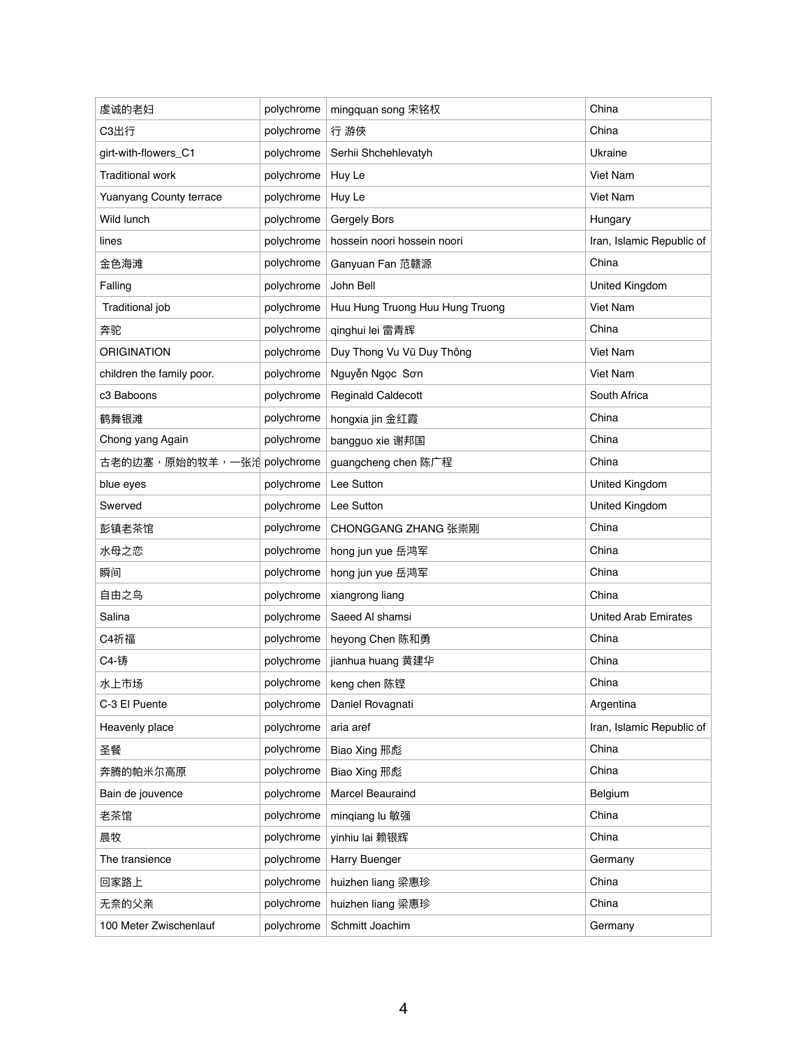| 虔诚的老妇 | polychrome | mingquan song 宋铭权 | China |
|---|---|---|---|
| C3出行 | polychrome | 行 游侠 | China |
| girt-with-flowers_C1 | polychrome | Serhii Shchehlevatyh | Ukraine |
| Traditional work | polychrome | Huy Le | Viet Nam |
| Yuanyang County terrace | polychrome | Huy Le | Viet Nam |
| Wild lunch | polychrome | Gergely Bors | Hungary |
| lines | polychrome | hossein noori hossein noori | Iran, Islamic Republic of |
| 金色海滩 | polychrome | Ganyuan Fan 范赣源 | China |
| Falling | polychrome | John Bell | United Kingdom |
| Traditional job | polychrome | Huu Hung Truong Huu Hung Truong | Viet Nam |
| 奔驼 | polychrome | qinghui lei 雷青辉 | China |
| ORIGINATION | polychrome | Duy Thong Vu Vũ Duy Thông | Viet Nam |
| children the family poor. | polychrome | Nguyễn Ngọc Sơn | Viet Nam |
| c3 Baboons | polychrome | Reginald Caldecott | South Africa |
| 鹤舞银滩 | polychrome | hongxia jin 金红霞 | China |
| Chong yang Again | polychrome | bangguo xie 谢邦国 | China |
| 古老的边塞，原始的牧羊，一张沧 | polychrome | guangcheng chen 陈广程 | China |
| blue eyes | polychrome | Lee Sutton | United Kingdom |
| Swerved | polychrome | Lee Sutton | United Kingdom |
| 彭镇老茶馆 | polychrome | CHONGGANG ZHANG 张崇刚 | China |
| 水母之恋 | polychrome | hong jun yue 岳鸿军 | China |
| 瞬间 | polychrome | hong jun yue 岳鸿军 | China |
| 自由之鸟 | polychrome | xiangrong liang | China |
| Salina | polychrome | Saeed Al shamsi | United Arab Emirates |
| C4祈福 | polychrome | heyong Chen 陈和勇 | China |
| C4-铸 | polychrome | jianhua huang 黄建华 | China |
| 水上市场 | polychrome | keng chen 陈铿 | China |
| C-3 El Puente | polychrome | Daniel Rovagnati | Argentina |
| Heavenly place | polychrome | aria aref | Iran, Islamic Republic of |
| 圣餐 | polychrome | Biao Xing 邢彪 | China |
| 奔腾的帕米尔高原 | polychrome | Biao Xing 邢彪 | China |
| Bain de jouvence | polychrome | Marcel Beauraind | Belgium |
| 老茶馆 | polychrome | minqiang lu 敏强 | China |
| 晨牧 | polychrome | yinhiu lai 赖银辉 | China |
| The transience | polychrome | Harry Buenger | Germany |
| 回家路上 | polychrome | huizhen liang 梁惠珍 | China |
| 无奈的父亲 | polychrome | huizhen liang 梁惠珍 | China |
| 100 Meter Zwischenlauf | polychrome | Schmitt Joachim | Germany |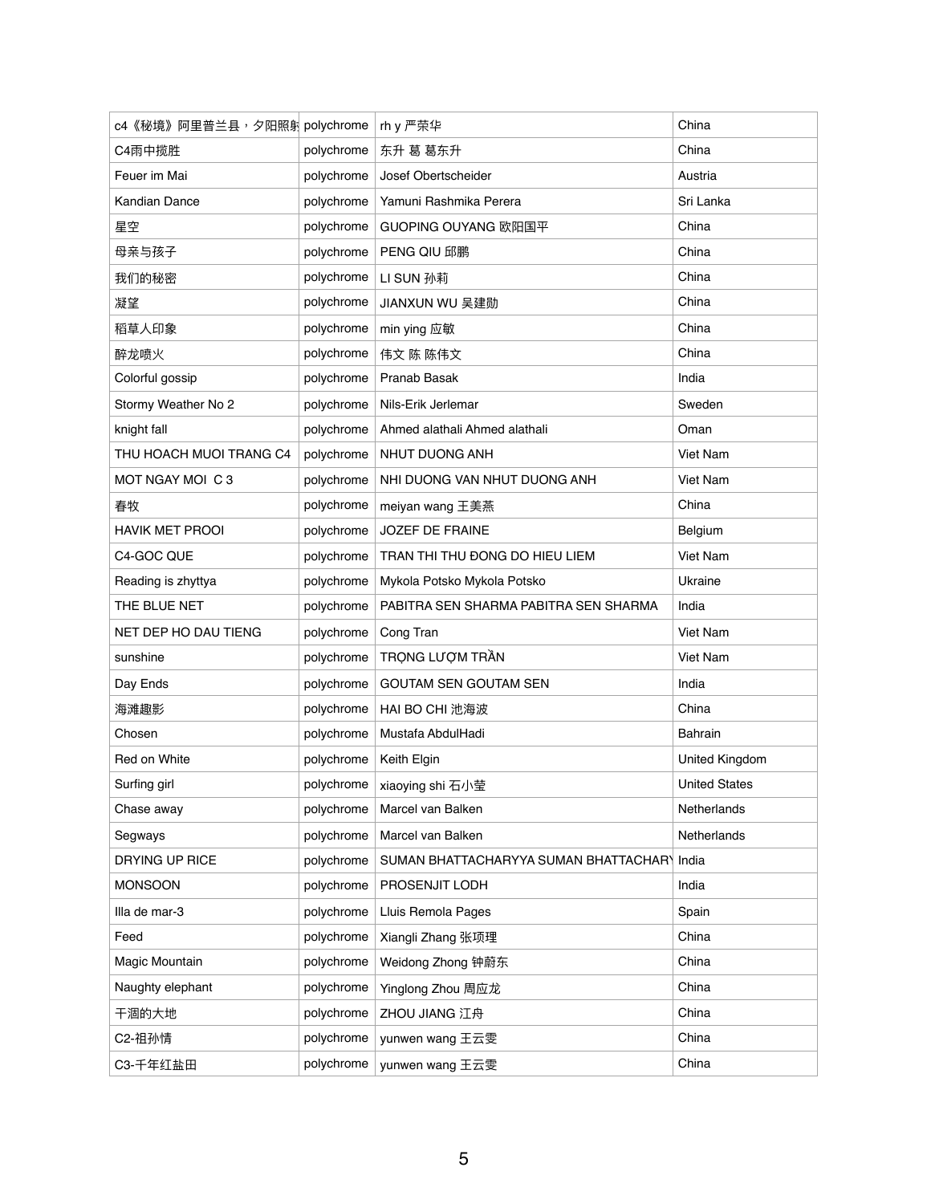| | | | |
|---|---|---|---|
| c4《秘境》阿里普兰县，夕阳照射 | polychrome | rh y 严荣华 | China |
| C4雨中揽胜 | polychrome | 东升 葛 葛东升 | China |
| Feuer im Mai | polychrome | Josef Obertscheider | Austria |
| Kandian Dance | polychrome | Yamuni Rashmika Perera | Sri Lanka |
| 星空 | polychrome | GUOPING OUYANG 欧阳国平 | China |
| 母亲与孩子 | polychrome | PENG QIU 邱鹏 | China |
| 我们的秘密 | polychrome | LI SUN 孙莉 | China |
| 凝望 | polychrome | JIANXUN WU 吴建勋 | China |
| 稻草人印象 | polychrome | min ying 应敏 | China |
| 醉龙喷火 | polychrome | 伟文 陈 陈伟文 | China |
| Colorful gossip | polychrome | Pranab Basak | India |
| Stormy Weather No 2 | polychrome | Nils-Erik Jerlemar | Sweden |
| knight fall | polychrome | Ahmed alathali Ahmed alathali | Oman |
| THU HOACH MUOI TRANG C4 | polychrome | NHUT DUONG ANH | Viet Nam |
| MOT NGAY MOI C 3 | polychrome | NHI DUONG VAN NHUT DUONG ANH | Viet Nam |
| 春牧 | polychrome | meiyan wang 王美燕 | China |
| HAVIK MET PROOI | polychrome | JOZEF DE FRAINE | Belgium |
| C4-GOC QUE | polychrome | TRAN THI THU ĐONG DO HIEU LIEM | Viet Nam |
| Reading is zhyttya | polychrome | Mykola Potsko Mykola Potsko | Ukraine |
| THE BLUE NET | polychrome | PABITRA SEN SHARMA PABITRA SEN SHARMA | India |
| NET DEP HO DAU TIENG | polychrome | Cong Tran | Viet Nam |
| sunshine | polychrome | TRỌNG LƯỢM TRẦN | Viet Nam |
| Day Ends | polychrome | GOUTAM SEN GOUTAM SEN | India |
| 海滩趣影 | polychrome | HAI BO CHI 池海波 | China |
| Chosen | polychrome | Mustafa AbdulHadi | Bahrain |
| Red on White | polychrome | Keith Elgin | United Kingdom |
| Surfing girl | polychrome | xiaoying shi 石小莹 | United States |
| Chase away | polychrome | Marcel van Balken | Netherlands |
| Segways | polychrome | Marcel van Balken | Netherlands |
| DRYING UP RICE | polychrome | SUMAN BHATTACHARYYA SUMAN BHATTACHARY | India |
| MONSOON | polychrome | PROSENJIT LODH | India |
| Illa de mar-3 | polychrome | Lluis Remola Pages | Spain |
| Feed | polychrome | Xiangli Zhang 张项理 | China |
| Magic Mountain | polychrome | Weidong Zhong 钟蔚东 | China |
| Naughty elephant | polychrome | Yinglong Zhou 周应龙 | China |
| 干涸的大地 | polychrome | ZHOU JIANG 江舟 | China |
| C2-祖孙情 | polychrome | yunwen wang 王云雯 | China |
| C3-千年红盐田 | polychrome | yunwen wang 王云雯 | China |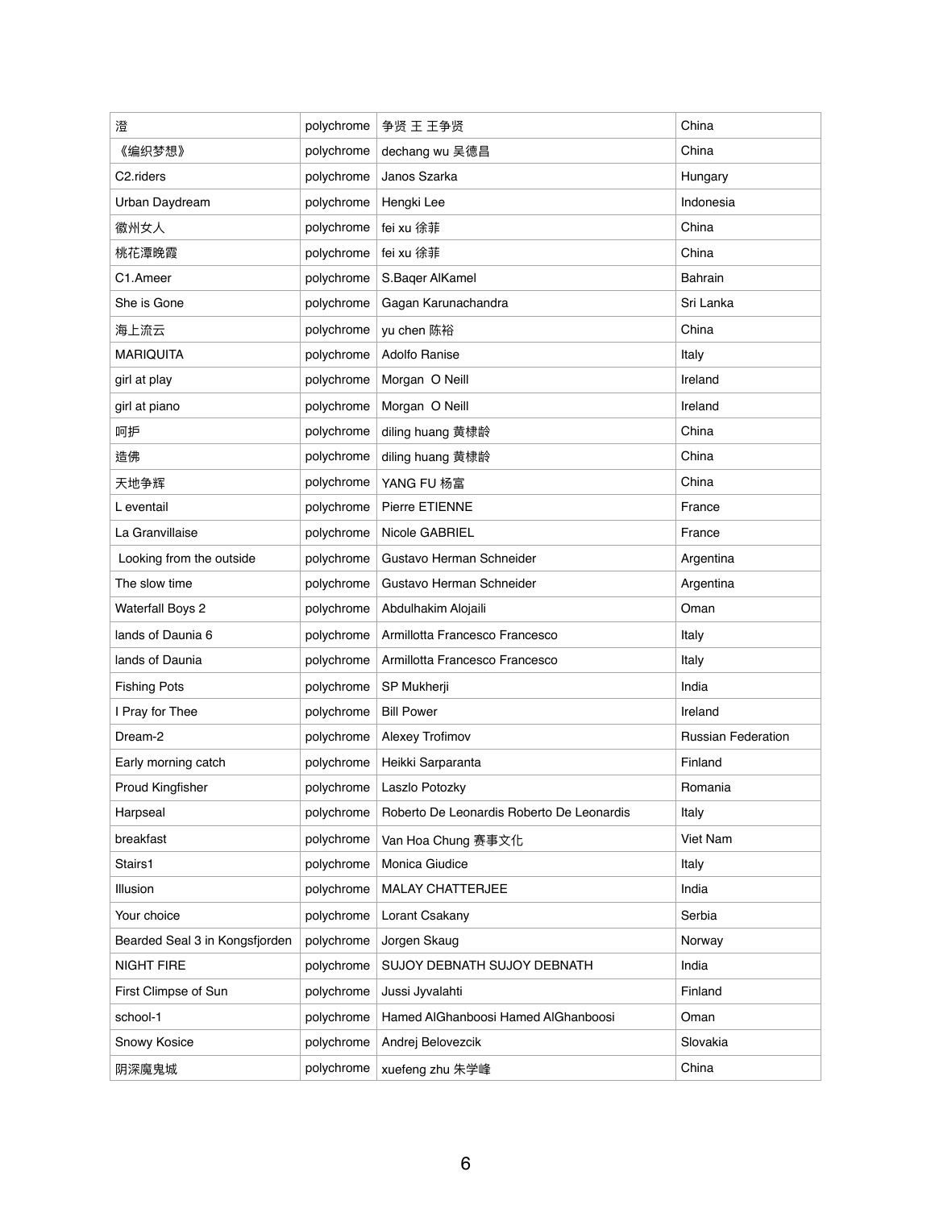| | | | |
|---|---|---|---|
| 澄 | polychrome | 争贤 王 王争贤 | China |
| 《编织梦想》 | polychrome | dechang wu 吴德昌 | China |
| C2.riders | polychrome | Janos Szarka | Hungary |
| Urban Daydream | polychrome | Hengki Lee | Indonesia |
| 徽州女人 | polychrome | fei xu 徐菲 | China |
| 桃花潭晚霞 | polychrome | fei xu 徐菲 | China |
| C1.Ameer | polychrome | S.Baqer AlKamel | Bahrain |
| She is Gone | polychrome | Gagan Karunachandra | Sri Lanka |
| 海上流云 | polychrome | yu chen 陈裕 | China |
| MARIQUITA | polychrome | Adolfo Ranise | Italy |
| girl at play | polychrome | Morgan O Neill | Ireland |
| girl at piano | polychrome | Morgan O Neill | Ireland |
| 呵护 | polychrome | diling huang 黄棣龄 | China |
| 造佛 | polychrome | diling huang 黄棣龄 | China |
| 天地争辉 | polychrome | YANG FU 杨富 | China |
| L eventail | polychrome | Pierre ETIENNE | France |
| La Granvillaise | polychrome | Nicole GABRIEL | France |
| Looking from the outside | polychrome | Gustavo Herman Schneider | Argentina |
| The slow time | polychrome | Gustavo Herman Schneider | Argentina |
| Waterfall Boys 2 | polychrome | Abdulhakim Alojaili | Oman |
| lands of Daunia 6 | polychrome | Armillotta Francesco Francesco | Italy |
| lands of Daunia | polychrome | Armillotta Francesco Francesco | Italy |
| Fishing Pots | polychrome | SP Mukherji | India |
| I Pray for Thee | polychrome | Bill Power | Ireland |
| Dream-2 | polychrome | Alexey Trofimov | Russian Federation |
| Early morning catch | polychrome | Heikki Sarparanta | Finland |
| Proud Kingfisher | polychrome | Laszlo Potozky | Romania |
| Harpseal | polychrome | Roberto De Leonardis Roberto De Leonardis | Italy |
| breakfast | polychrome | Van Hoa Chung 赛事文化 | Viet Nam |
| Stairs1 | polychrome | Monica Giudice | Italy |
| Illusion | polychrome | MALAY CHATTERJEE | India |
| Your choice | polychrome | Lorant Csakany | Serbia |
| Bearded Seal 3 in Kongsfjorden | polychrome | Jorgen Skaug | Norway |
| NIGHT FIRE | polychrome | SUJOY DEBNATH SUJOY DEBNATH | India |
| First Climpse of Sun | polychrome | Jussi Jyvalahti | Finland |
| school-1 | polychrome | Hamed AlGhanboosi Hamed AlGhanboosi | Oman |
| Snowy Kosice | polychrome | Andrej Belovezcik | Slovakia |
| 阴深魔鬼城 | polychrome | xuefeng zhu 朱学峰 | China |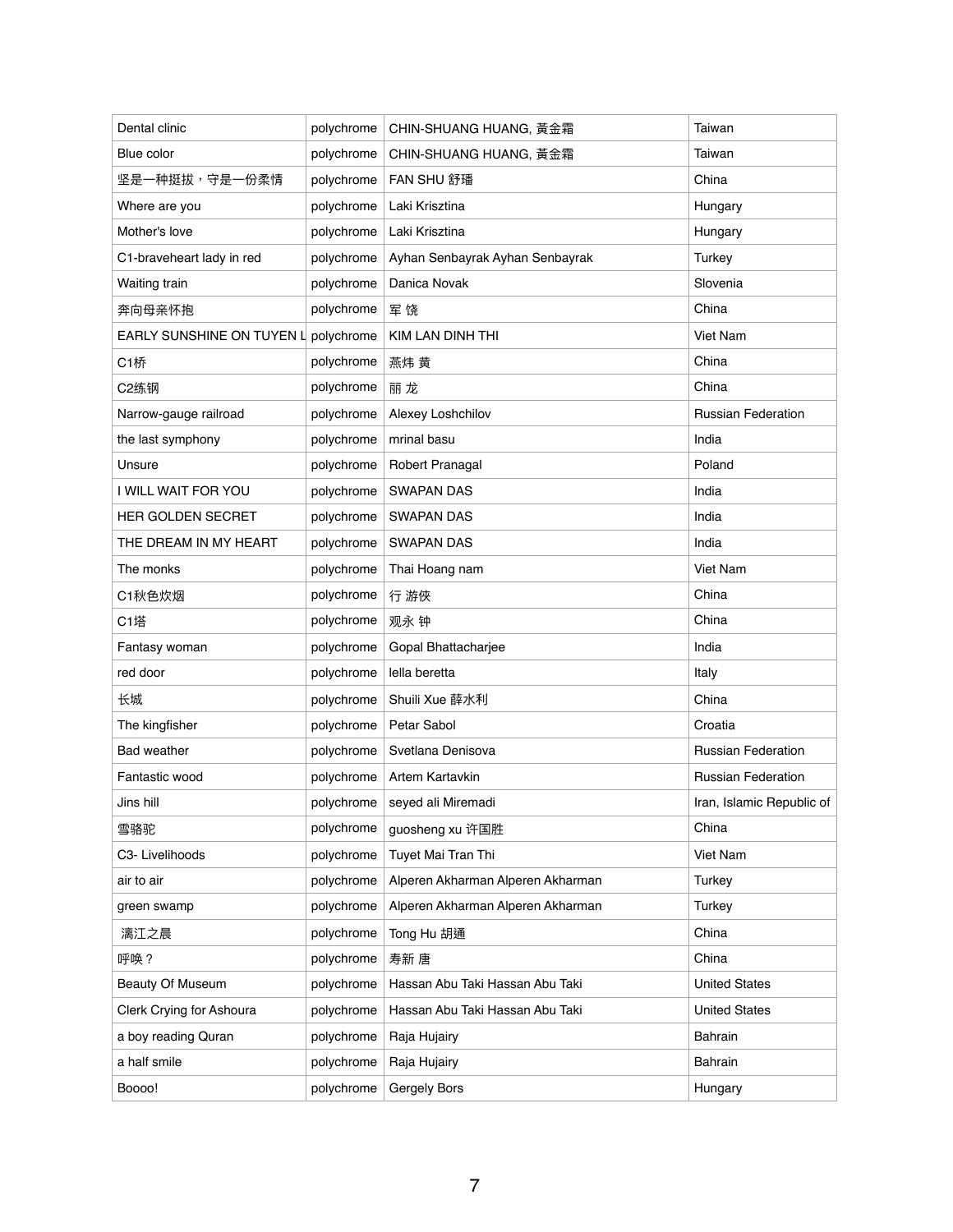| Dental clinic | polychrome | CHIN-SHUANG HUANG, 黃金霜 | Taiwan |
|---|---|---|---|
| Blue color | polychrome | CHIN-SHUANG HUANG, 黃金霜 | Taiwan |
| 坚是一种挺拔，守是一份柔情 | polychrome | FAN SHU 舒璠 | China |
| Where are you | polychrome | Laki Krisztina | Hungary |
| Mother's love | polychrome | Laki Krisztina | Hungary |
| C1-braveheart lady in red | polychrome | Ayhan Senbayrak Ayhan Senbayrak | Turkey |
| Waiting train | polychrome | Danica Novak | Slovenia |
| 奔向母亲怀抱 | polychrome | 军 饶 | China |
| EARLY SUNSHINE ON TUYEN L | polychrome | KIM LAN DINH THI | Viet Nam |
| C1桥 | polychrome | 燕炜 黄 | China |
| C2练钢 | polychrome | 丽 龙 | China |
| Narrow-gauge railroad | polychrome | Alexey Loshchilov | Russian Federation |
| the last symphony | polychrome | mrinal basu | India |
| Unsure | polychrome | Robert Pranagal | Poland |
| I WILL WAIT FOR YOU | polychrome | SWAPAN DAS | India |
| HER GOLDEN SECRET | polychrome | SWAPAN DAS | India |
| THE DREAM IN MY HEART | polychrome | SWAPAN DAS | India |
| The monks | polychrome | Thai Hoang nam | Viet Nam |
| C1秋色炊烟 | polychrome | 行 游侠 | China |
| C1塔 | polychrome | 观永 钟 | China |
| Fantasy woman | polychrome | Gopal Bhattacharjee | India |
| red door | polychrome | lella beretta | Italy |
| 长城 | polychrome | Shuili Xue 薛水利 | China |
| The kingfisher | polychrome | Petar Sabol | Croatia |
| Bad weather | polychrome | Svetlana Denisova | Russian Federation |
| Fantastic wood | polychrome | Artem Kartavkin | Russian Federation |
| Jins hill | polychrome | seyed ali Miremadi | Iran, Islamic Republic of |
| 雪骆驼 | polychrome | guosheng xu 许国胜 | China |
| C3- Livelihoods | polychrome | Tuyet Mai Tran Thi | Viet Nam |
| air to air | polychrome | Alperen Akharman Alperen Akharman | Turkey |
| green swamp | polychrome | Alperen Akharman Alperen Akharman | Turkey |
| 漓江之晨 | polychrome | Tong Hu 胡通 | China |
| 呼唤？ | polychrome | 寿新 唐 | China |
| Beauty Of Museum | polychrome | Hassan Abu Taki Hassan Abu Taki | United States |
| Clerk Crying for Ashoura | polychrome | Hassan Abu Taki Hassan Abu Taki | United States |
| a boy reading Quran | polychrome | Raja Hujairy | Bahrain |
| a half smile | polychrome | Raja Hujairy | Bahrain |
| Boooo! | polychrome | Gergely Bors | Hungary |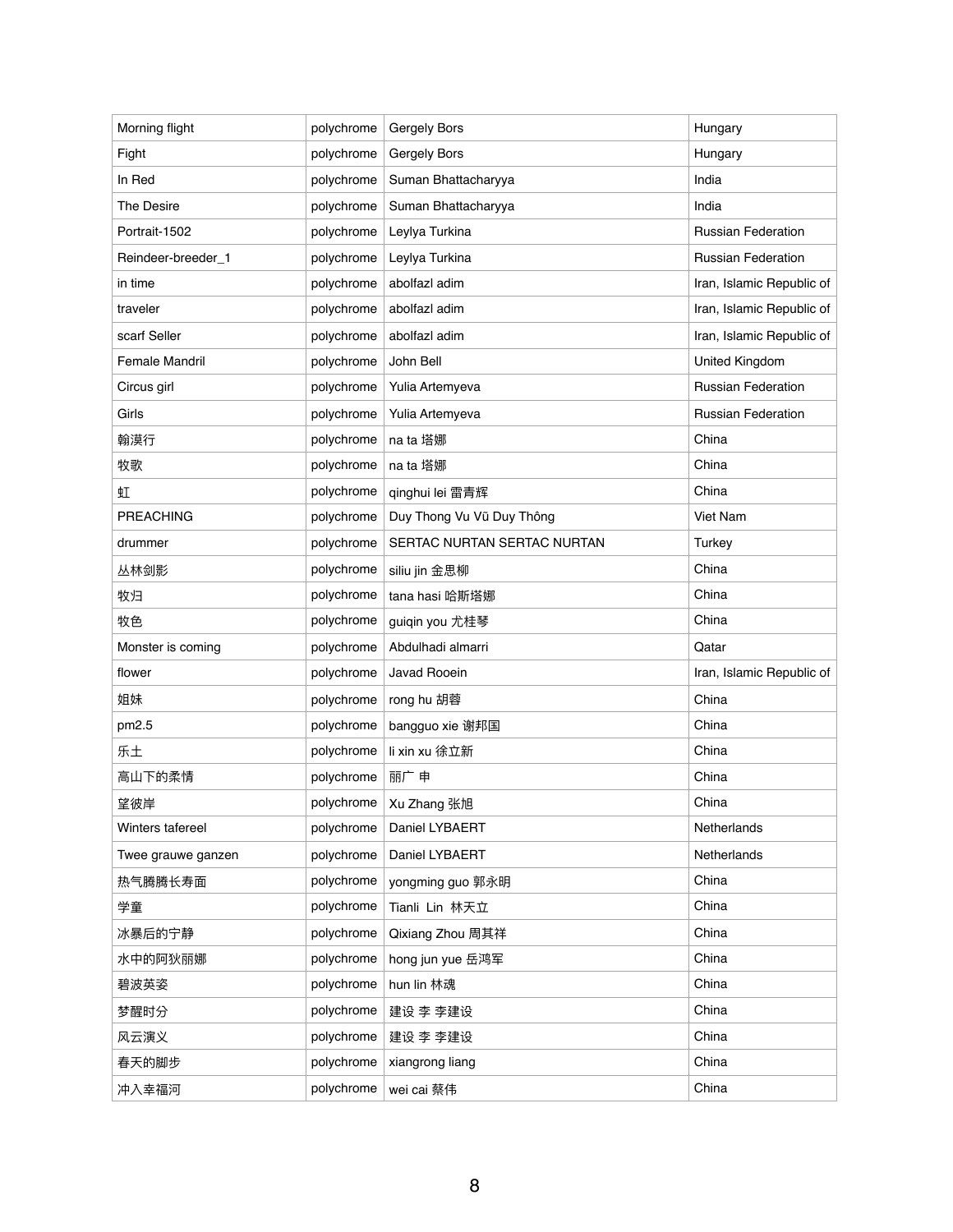| | | | |
|---|---|---|---|
| Morning flight | polychrome | Gergely Bors | Hungary |
| Fight | polychrome | Gergely Bors | Hungary |
| In Red | polychrome | Suman Bhattacharyya | India |
| The Desire | polychrome | Suman Bhattacharyya | India |
| Portrait-1502 | polychrome | Leylya Turkina | Russian Federation |
| Reindeer-breeder_1 | polychrome | Leylya Turkina | Russian Federation |
| in time | polychrome | abolfazl adim | Iran, Islamic Republic of |
| traveler | polychrome | abolfazl adim | Iran, Islamic Republic of |
| scarf Seller | polychrome | abolfazl adim | Iran, Islamic Republic of |
| Female Mandril | polychrome | John Bell | United Kingdom |
| Circus girl | polychrome | Yulia Artemyeva | Russian Federation |
| Girls | polychrome | Yulia Artemyeva | Russian Federation |
| 翰漠行 | polychrome | na ta 塔娜 | China |
| 牧歌 | polychrome | na ta 塔娜 | China |
| 虹 | polychrome | qinghui lei 雷青辉 | China |
| PREACHING | polychrome | Duy Thong Vu Vũ Duy Thông | Viet Nam |
| drummer | polychrome | SERTAC NURTAN SERTAC NURTAN | Turkey |
| 丛林剑影 | polychrome | siliu jin 金思柳 | China |
| 牧归 | polychrome | tana hasi 哈斯塔娜 | China |
| 牧色 | polychrome | guiqin you 尤桂琴 | China |
| Monster is coming | polychrome | Abdulhadi almarri | Qatar |
| flower | polychrome | Javad Rooein | Iran, Islamic Republic of |
| 姐妹 | polychrome | rong hu 胡蓉 | China |
| pm2.5 | polychrome | bangguo xie 谢邦国 | China |
| 乐土 | polychrome | li xin xu 徐立新 | China |
| 高山下的柔情 | polychrome | 丽广 申 | China |
| 望彼岸 | polychrome | Xu Zhang 张旭 | China |
| Winters tafereel | polychrome | Daniel LYBAERT | Netherlands |
| Twee grauwe ganzen | polychrome | Daniel LYBAERT | Netherlands |
| 热气腾腾长寿面 | polychrome | yongming guo 郭永明 | China |
| 学童 | polychrome | Tianli Lin 林天立 | China |
| 冰暴后的宁静 | polychrome | Qixiang Zhou 周其祥 | China |
| 水中的阿狄丽娜 | polychrome | hong jun yue 岳鸿军 | China |
| 碧波英姿 | polychrome | hun lin 林魂 | China |
| 梦醒时分 | polychrome | 建设 李 李建设 | China |
| 风云演义 | polychrome | 建设 李 李建设 | China |
| 春天的脚步 | polychrome | xiangrong liang | China |
| 冲入幸福河 | polychrome | wei cai 蔡伟 | China |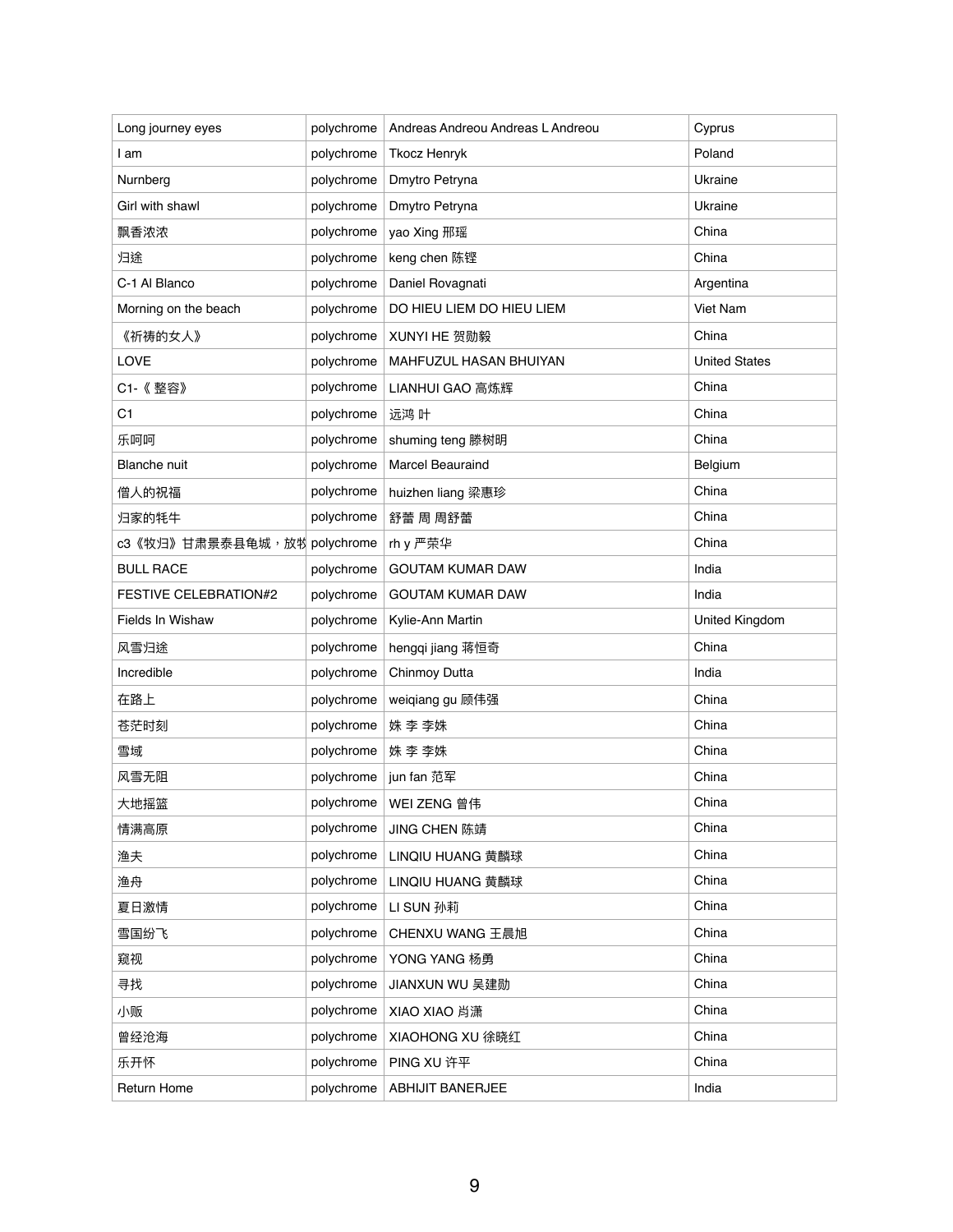| Long journey eyes | polychrome | Andreas Andreou Andreas L Andreou | Cyprus |
|---|---|---|---|
| I am | polychrome | Tkocz Henryk | Poland |
| Nurnberg | polychrome | Dmytro Petryna | Ukraine |
| Girl with shawl | polychrome | Dmytro Petryna | Ukraine |
| 飘香浓浓 | polychrome | yao Xing 邢瑶 | China |
| 归途 | polychrome | keng chen 陈铿 | China |
| C-1 Al Blanco | polychrome | Daniel Rovagnati | Argentina |
| Morning on the beach | polychrome | DO HIEU LIEM DO HIEU LIEM | Viet Nam |
| 《祈祷的女人》 | polychrome | XUNYI HE 贺勋毅 | China |
| LOVE | polychrome | MAHFUZUL HASAN BHUIYAN | United States |
| C1-《 整容》 | polychrome | LIANHUI GAO 高炼辉 | China |
| C1 | polychrome | 远鸿 叶 | China |
| 乐呵呵 | polychrome | shuming teng 滕树明 | China |
| Blanche nuit | polychrome | Marcel Beauraind | Belgium |
| 僧人的祝福 | polychrome | huizhen liang 梁惠珍 | China |
| 归家的牦牛 | polychrome | 舒蕾 周 周舒蕾 | China |
| c3《牧归》甘肃景泰县龟城，放牧 | polychrome | rh y 严荣华 | China |
| BULL RACE | polychrome | GOUTAM KUMAR DAW | India |
| FESTIVE CELEBRATION#2 | polychrome | GOUTAM KUMAR DAW | India |
| Fields In Wishaw | polychrome | Kylie-Ann Martin | United Kingdom |
| 风雪归途 | polychrome | hengqi jiang 蒋恒奇 | China |
| Incredible | polychrome | Chinmoy Dutta | India |
| 在路上 | polychrome | weiqiang gu 顾伟强 | China |
| 苍茫时刻 | polychrome | 姝 李 李姝 | China |
| 雪域 | polychrome | 姝 李 李姝 | China |
| 风雪无阻 | polychrome | jun fan 范军 | China |
| 大地摇篮 | polychrome | WEI ZENG 曾伟 | China |
| 情满高原 | polychrome | JING CHEN 陈靖 | China |
| 渔夫 | polychrome | LINQIU HUANG 黄麟球 | China |
| 渔舟 | polychrome | LINQIU HUANG 黄麟球 | China |
| 夏日激情 | polychrome | LI SUN 孙莉 | China |
| 雪国纷飞 | polychrome | CHENXU WANG 王晨旭 | China |
| 窥视 | polychrome | YONG YANG 杨勇 | China |
| 寻找 | polychrome | JIANXUN WU 吴建勋 | China |
| 小贩 | polychrome | XIAO XIAO 肖潇 | China |
| 曾经沧海 | polychrome | XIAOHONG XU 徐晓红 | China |
| 乐开怀 | polychrome | PING XU 许平 | China |
| Return Home | polychrome | ABHIJIT BANERJEE | India |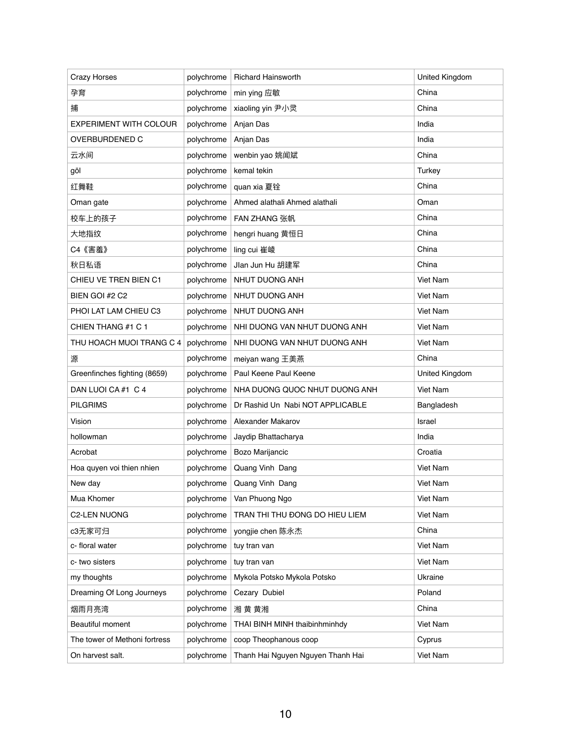| Crazy Horses | polychrome | Richard Hainsworth | United Kingdom |
|---|---|---|---|
| 孕育 | polychrome | min ying 应敏 | China |
| 捕 | polychrome | xiaoling yin 尹小灵 | China |
| EXPERIMENT WITH COLOUR | polychrome | Anjan Das | India |
| OVERBURDENED C | polychrome | Anjan Das | India |
| 云水间 | polychrome | wenbin yao 姚闻斌 | China |
| göl | polychrome | kemal tekin | Turkey |
| 红舞鞋 | polychrome | quan xia 夏铨 | China |
| Oman gate | polychrome | Ahmed alathali Ahmed alathali | Oman |
| 校车上的孩子 | polychrome | FAN ZHANG 张帆 | China |
| 大地指纹 | polychrome | hengri huang 黄恒日 | China |
| C4《害羞》 | polychrome | ling cui 崔崚 | China |
| 秋日私语 | polychrome | JIan Jun Hu 胡建军 | China |
| CHIEU VE TREN BIEN C1 | polychrome | NHUT DUONG ANH | Viet Nam |
| BIEN GOI #2 C2 | polychrome | NHUT DUONG ANH | Viet Nam |
| PHOI LAT LAM CHIEU C3 | polychrome | NHUT DUONG ANH | Viet Nam |
| CHIEN THANG #1 C 1 | polychrome | NHI DUONG VAN NHUT DUONG ANH | Viet Nam |
| THU HOACH MUOI TRANG C 4 | polychrome | NHI DUONG VAN NHUT DUONG ANH | Viet Nam |
| 源 | polychrome | meiyan wang 王美燕 | China |
| Greenfinches fighting (8659) | polychrome | Paul Keene Paul Keene | United Kingdom |
| DAN LUOI CA #1 C 4 | polychrome | NHA DUONG QUOC NHUT DUONG ANH | Viet Nam |
| PILGRIMS | polychrome | Dr Rashid Un Nabi NOT APPLICABLE | Bangladesh |
| Vision | polychrome | Alexander Makarov | Israel |
| hollowman | polychrome | Jaydip Bhattacharya | India |
| Acrobat | polychrome | Bozo Marijancic | Croatia |
| Hoa quyen voi thien nhien | polychrome | Quang Vinh Dang | Viet Nam |
| New day | polychrome | Quang Vinh Dang | Viet Nam |
| Mua Khomer | polychrome | Van Phuong Ngo | Viet Nam |
| C2-LEN NUONG | polychrome | TRAN THI THU ĐONG DO HIEU LIEM | Viet Nam |
| c3无家可归 | polychrome | yongjie chen 陈永杰 | China |
| c- floral water | polychrome | tuy tran van | Viet Nam |
| c- two sisters | polychrome | tuy tran van | Viet Nam |
| my thoughts | polychrome | Mykola Potsko Mykola Potsko | Ukraine |
| Dreaming Of Long Journeys | polychrome | Cezary Dubiel | Poland |
| 烟雨月亮湾 | polychrome | 湘 黄 黄湘 | China |
| Beautiful moment | polychrome | THAI BINH MINH thaibinhminhdy | Viet Nam |
| The tower of Methoni fortress | polychrome | coop Theophanous coop | Cyprus |
| On harvest salt. | polychrome | Thanh Hai Nguyen Nguyen Thanh Hai | Viet Nam |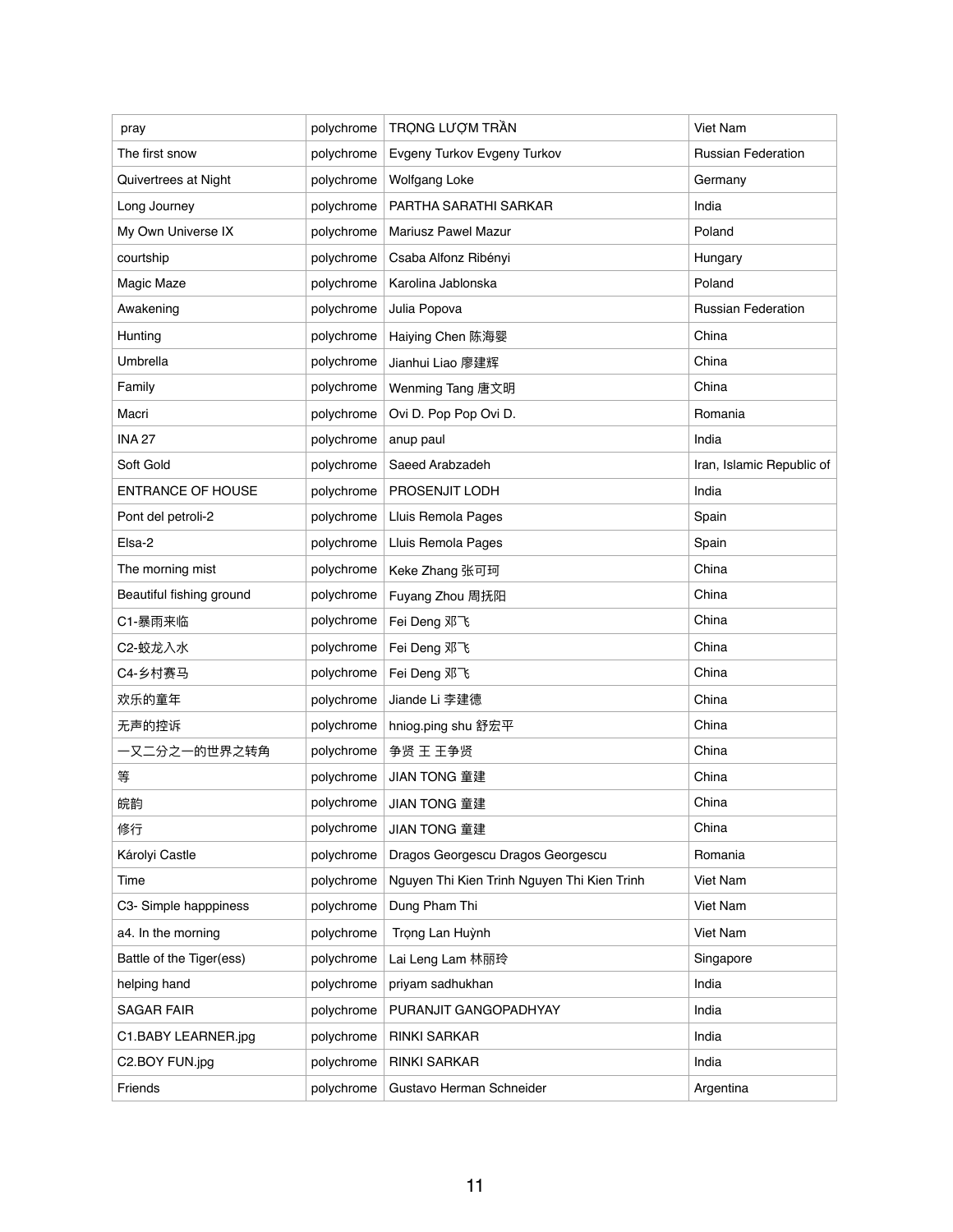| pray | polychrome | TRỌNG LƯỢM TRẦN | Viet Nam |
|---|---|---|---|
| The first snow | polychrome | Evgeny Turkov Evgeny Turkov | Russian Federation |
| Quivertrees at Night | polychrome | Wolfgang Loke | Germany |
| Long Journey | polychrome | PARTHA SARATHI SARKAR | India |
| My Own Universe IX | polychrome | Mariusz Pawel Mazur | Poland |
| courtship | polychrome | Csaba Alfonz Ribényi | Hungary |
| Magic Maze | polychrome | Karolina Jablonska | Poland |
| Awakening | polychrome | Julia Popova | Russian Federation |
| Hunting | polychrome | Haiying Chen 陈海婴 | China |
| Umbrella | polychrome | Jianhui Liao 廖建辉 | China |
| Family | polychrome | Wenming Tang 唐文明 | China |
| Macri | polychrome | Ovi D. Pop Pop Ovi D. | Romania |
| INA 27 | polychrome | anup paul | India |
| Soft Gold | polychrome | Saeed Arabzadeh | Iran, Islamic Republic of |
| ENTRANCE OF HOUSE | polychrome | PROSENJIT LODH | India |
| Pont del petroli-2 | polychrome | Lluis Remola Pages | Spain |
| Elsa-2 | polychrome | Lluis Remola Pages | Spain |
| The morning mist | polychrome | Keke Zhang 张可珂 | China |
| Beautiful fishing ground | polychrome | Fuyang Zhou 周抚阳 | China |
| C1-暴雨来临 | polychrome | Fei Deng 邓飞 | China |
| C2-蛟龙入水 | polychrome | Fei Deng 邓飞 | China |
| C4-乡村赛马 | polychrome | Fei Deng 邓飞 | China |
| 欢乐的童年 | polychrome | Jiande Li 李建德 | China |
| 无声的控诉 | polychrome | hniog.ping shu 舒宏平 | China |
| 一又二分之一的世界之转角 | polychrome | 争贤 王 王争贤 | China |
| 等 | polychrome | JIAN TONG 童建 | China |
| 皖韵 | polychrome | JIAN TONG 童建 | China |
| 修行 | polychrome | JIAN TONG 童建 | China |
| Károlyi Castle | polychrome | Dragos Georgescu Dragos Georgescu | Romania |
| Time | polychrome | Nguyen Thi Kien Trinh Nguyen Thi Kien Trinh | Viet Nam |
| C3- Simple happpiness | polychrome | Dung Pham Thi | Viet Nam |
| a4. In the morning | polychrome | Trọng Lan Huỳnh | Viet Nam |
| Battle of the Tiger(ess) | polychrome | Lai Leng Lam 林丽玲 | Singapore |
| helping hand | polychrome | priyam sadhukhan | India |
| SAGAR FAIR | polychrome | PURANJIT GANGOPADHYAY | India |
| C1.BABY LEARNER.jpg | polychrome | RINKI SARKAR | India |
| C2.BOY FUN.jpg | polychrome | RINKI SARKAR | India |
| Friends | polychrome | Gustavo Herman Schneider | Argentina |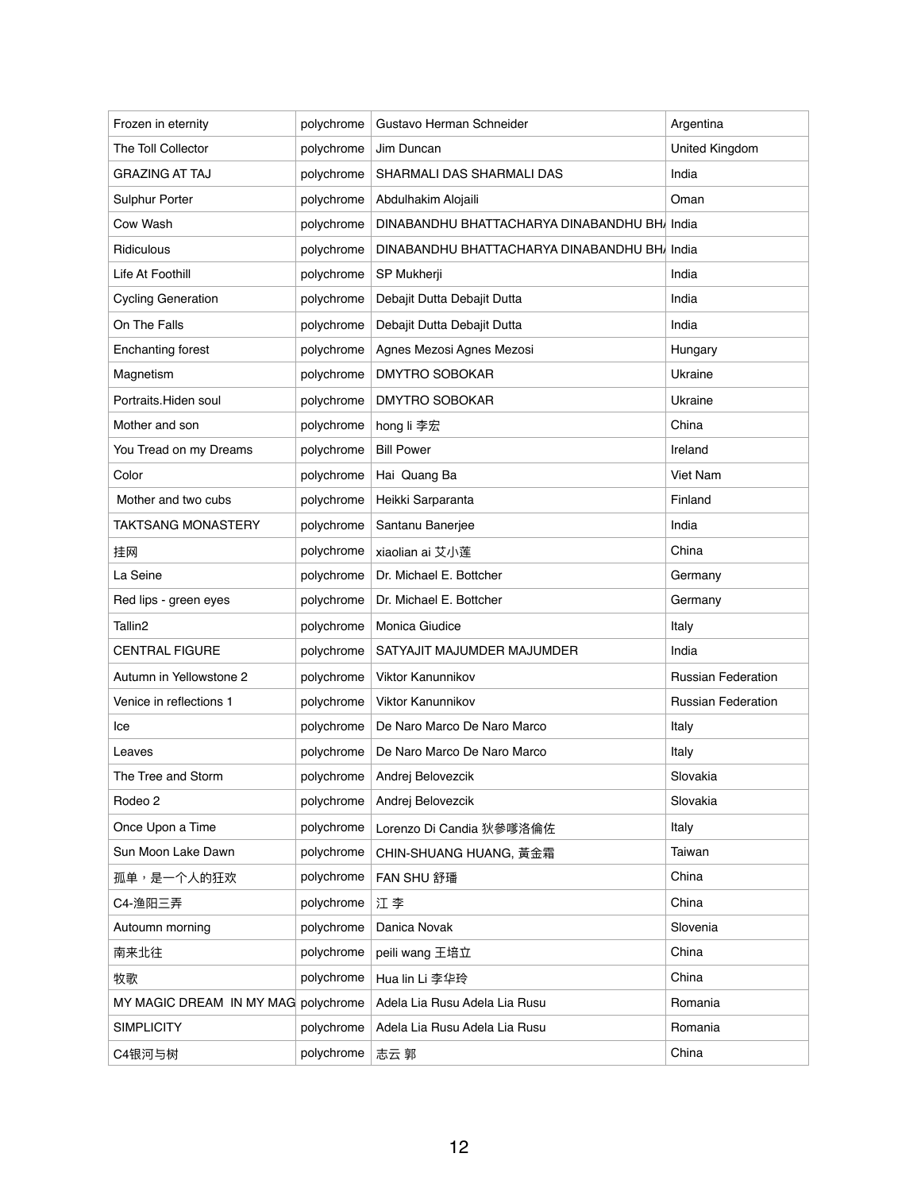| Frozen in eternity | polychrome | Gustavo Herman Schneider | Argentina |
|---|---|---|---|
| The Toll Collector | polychrome | Jim Duncan | United Kingdom |
| GRAZING AT TAJ | polychrome | SHARMALI DAS SHARMALI DAS | India |
| Sulphur Porter | polychrome | Abdulhakim Alojaili | Oman |
| Cow Wash | polychrome | DINABANDHU BHATTACHARYA DINABANDHU BH/ | India |
| Ridiculous | polychrome | DINABANDHU BHATTACHARYA DINABANDHU BH/ | India |
| Life At Foothill | polychrome | SP Mukherji | India |
| Cycling Generation | polychrome | Debajit Dutta Debajit Dutta | India |
| On The Falls | polychrome | Debajit Dutta Debajit Dutta | India |
| Enchanting forest | polychrome | Agnes Mezosi Agnes Mezosi | Hungary |
| Magnetism | polychrome | DMYTRO SOBOKAR | Ukraine |
| Portraits.Hiden soul | polychrome | DMYTRO SOBOKAR | Ukraine |
| Mother and son | polychrome | hong li 李宏 | China |
| You Tread on my Dreams | polychrome | Bill Power | Ireland |
| Color | polychrome | Hai Quang Ba | Viet Nam |
| Mother and two cubs | polychrome | Heikki Sarparanta | Finland |
| TAKTSANG MONASTERY | polychrome | Santanu Banerjee | India |
| 挂网 | polychrome | xiaolian ai 艾小莲 | China |
| La Seine | polychrome | Dr. Michael E. Bottcher | Germany |
| Red lips - green eyes | polychrome | Dr. Michael E. Bottcher | Germany |
| Tallin2 | polychrome | Monica Giudice | Italy |
| CENTRAL FIGURE | polychrome | SATYAJIT MAJUMDER MAJUMDER | India |
| Autumn in Yellowstone 2 | polychrome | Viktor Kanunnikov | Russian Federation |
| Venice in reflections 1 | polychrome | Viktor Kanunnikov | Russian Federation |
| Ice | polychrome | De Naro Marco De Naro Marco | Italy |
| Leaves | polychrome | De Naro Marco De Naro Marco | Italy |
| The Tree and Storm | polychrome | Andrej Belovezcik | Slovakia |
| Rodeo 2 | polychrome | Andrej Belovezcik | Slovakia |
| Once Upon a Time | polychrome | Lorenzo Di Candia 狄参哆洛倫佐 | Italy |
| Sun Moon Lake Dawn | polychrome | CHIN-SHUANG HUANG, 黃金霜 | Taiwan |
| 孤单，是一个人的狂欢 | polychrome | FAN SHU 舒璠 | China |
| C4-渔阳三弄 | polychrome | 江 李 | China |
| Autoumn morning | polychrome | Danica Novak | Slovenia |
| 南来北往 | polychrome | peili wang 王培立 | China |
| 牧歌 | polychrome | Hua lin Li 李华玲 | China |
| MY MAGIC DREAM IN MY MAG | polychrome | Adela Lia Rusu Adela Lia Rusu | Romania |
| SIMPLICITY | polychrome | Adela Lia Rusu Adela Lia Rusu | Romania |
| C4银河与树 | polychrome | 志云 郭 | China |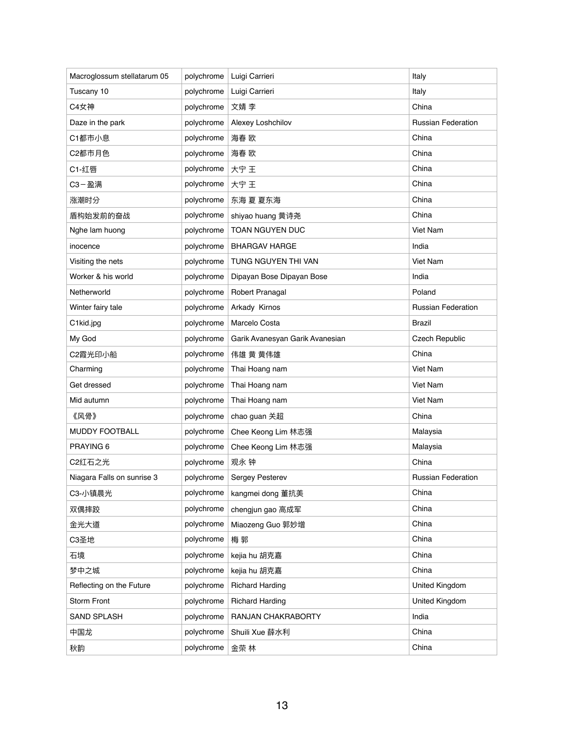| Macroglossum stellatarum 05 | polychrome | Luigi Carrieri | Italy |
|---|---|---|---|
| Tuscany 10 | polychrome | Luigi Carrieri | Italy |
| C4女神 | polychrome | 文婧 李 | China |
| Daze in the park | polychrome | Alexey Loshchilov | Russian Federation |
| C1都市小息 | polychrome | 海春 欧 | China |
| C2都市月色 | polychrome | 海春 欧 | China |
| C1-红唇 | polychrome | 大宁 王 | China |
| C3－盈满 | polychrome | 大宁 王 | China |
| 涨潮时分 | polychrome | 东海 夏 夏东海 | China |
| 盾构始发前的奋战 | polychrome | shiyao huang 黄诗尧 | China |
| Nghe lam huong | polychrome | TOAN NGUYEN DUC | Viet Nam |
| inocence | polychrome | BHARGAV HARGE | India |
| Visiting the nets | polychrome | TUNG NGUYEN THI VAN | Viet Nam |
| Worker & his world | polychrome | Dipayan Bose Dipayan Bose | India |
| Netherworld | polychrome | Robert Pranagal | Poland |
| Winter fairy tale | polychrome | Arkady Kirnos | Russian Federation |
| C1kid.jpg | polychrome | Marcelo Costa | Brazil |
| My God | polychrome | Garik Avanesyan Garik Avanesian | Czech Republic |
| C2霞光印小船 | polychrome | 伟雄 黄 黄伟雄 | China |
| Charming | polychrome | Thai Hoang nam | Viet Nam |
| Get dressed | polychrome | Thai Hoang nam | Viet Nam |
| Mid autumn | polychrome | Thai Hoang nam | Viet Nam |
| 《风骨》 | polychrome | chao guan 关超 | China |
| MUDDY FOOTBALL | polychrome | Chee Keong Lim 林志强 | Malaysia |
| PRAYING 6 | polychrome | Chee Keong Lim 林志强 | Malaysia |
| C2红石之光 | polychrome | 观永 钟 | China |
| Niagara Falls on sunrise 3 | polychrome | Sergey Pesterev | Russian Federation |
| C3-小镇晨光 | polychrome | kangmei dong 董抗美 | China |
| 双偶摔跤 | polychrome | chengjun gao 高成军 | China |
| 金光大道 | polychrome | Miaozeng Guo 郭妙增 | China |
| C3圣地 | polychrome | 梅 郭 | China |
| 石境 | polychrome | kejia hu 胡克嘉 | China |
| 梦中之城 | polychrome | kejia hu 胡克嘉 | China |
| Reflecting on the Future | polychrome | Richard Harding | United Kingdom |
| Storm Front | polychrome | Richard Harding | United Kingdom |
| SAND SPLASH | polychrome | RANJAN CHAKRABORTY | India |
| 中国龙 | polychrome | Shuili Xue 薛水利 | China |
| 秋韵 | polychrome | 金荣 林 | China |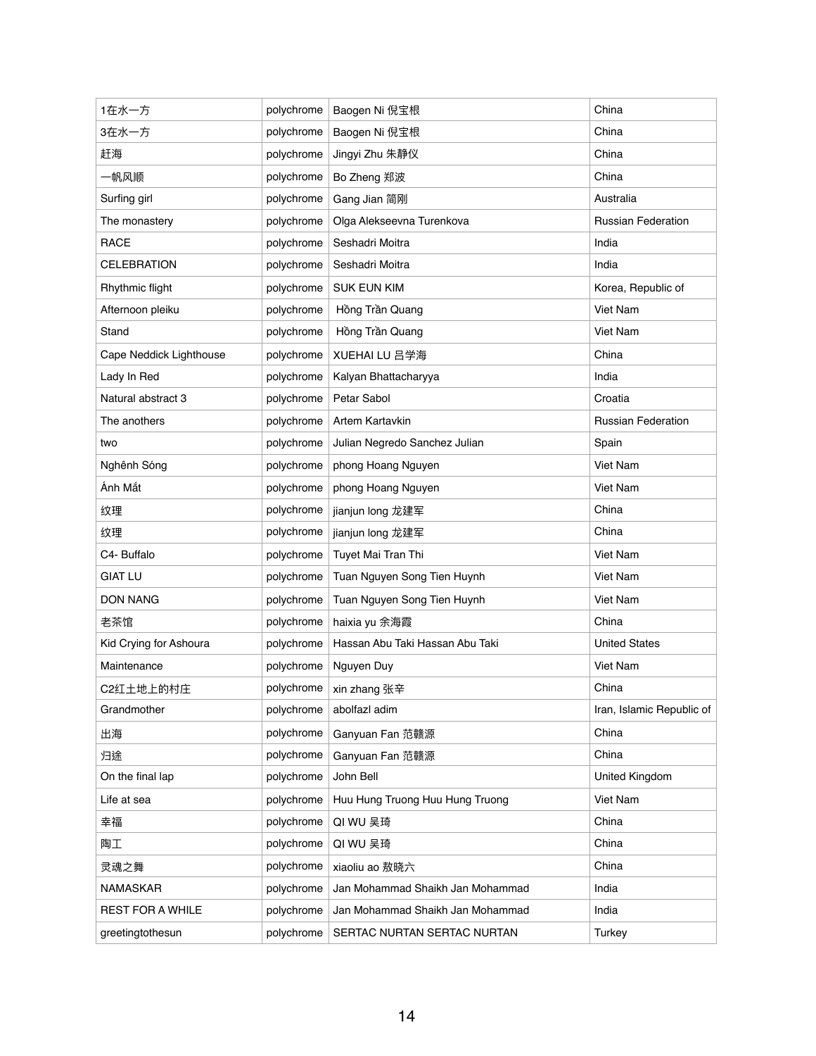| | | | |
|---|---|---|---|
| 1在水一方 | polychrome | Baogen Ni 倪宝根 | China |
| 3在水一方 | polychrome | Baogen Ni 倪宝根 | China |
| 赶海 | polychrome | Jingyi Zhu 朱静仪 | China |
| 一帆风顺 | polychrome | Bo Zheng 郑波 | China |
| Surfing girl | polychrome | Gang Jian 简刚 | Australia |
| The monastery | polychrome | Olga Alekseevna Turenkova | Russian Federation |
| RACE | polychrome | Seshadri Moitra | India |
| CELEBRATION | polychrome | Seshadri Moitra | India |
| Rhythmic flight | polychrome | SUK EUN KIM | Korea, Republic of |
| Afternoon pleiku | polychrome | Hồng Trần Quang | Viet Nam |
| Stand | polychrome | Hồng Trần Quang | Viet Nam |
| Cape Neddick Lighthouse | polychrome | XUEHAI LU 吕学海 | China |
| Lady In Red | polychrome | Kalyan Bhattacharyya | India |
| Natural abstract 3 | polychrome | Petar Sabol | Croatia |
| The anothers | polychrome | Artem Kartavkin | Russian Federation |
| two | polychrome | Julian Negredo Sanchez Julian | Spain |
| Nghênh Sóng | polychrome | phong Hoang Nguyen | Viet Nam |
| Ánh Mắt | polychrome | phong Hoang Nguyen | Viet Nam |
| 纹理 | polychrome | jianjun long 龙建军 | China |
| 纹理 | polychrome | jianjun long 龙建军 | China |
| C4- Buffalo | polychrome | Tuyet Mai Tran Thi | Viet Nam |
| GIAT LU | polychrome | Tuan Nguyen Song Tien Huynh | Viet Nam |
| DON NANG | polychrome | Tuan Nguyen Song Tien Huynh | Viet Nam |
| 老茶馆 | polychrome | haixia yu 余海霞 | China |
| Kid Crying for Ashoura | polychrome | Hassan Abu Taki Hassan Abu Taki | United States |
| Maintenance | polychrome | Nguyen Duy | Viet Nam |
| C2红土地上的村庄 | polychrome | xin zhang 张辛 | China |
| Grandmother | polychrome | abolfazl adim | Iran, Islamic Republic of |
| 出海 | polychrome | Ganyuan Fan 范赣源 | China |
| 归途 | polychrome | Ganyuan Fan 范赣源 | China |
| On the final lap | polychrome | John Bell | United Kingdom |
| Life at sea | polychrome | Huu Hung Truong Huu Hung Truong | Viet Nam |
| 幸福 | polychrome | QI WU 吴琦 | China |
| 陶工 | polychrome | QI WU 吴琦 | China |
| 灵魂之舞 | polychrome | xiaoliu ao 敖晓六 | China |
| NAMASKAR | polychrome | Jan Mohammad Shaikh Jan Mohammad | India |
| REST FOR A WHILE | polychrome | Jan Mohammad Shaikh Jan Mohammad | India |
| greetingtothesun | polychrome | SERTAC NURTAN SERTAC NURTAN | Turkey |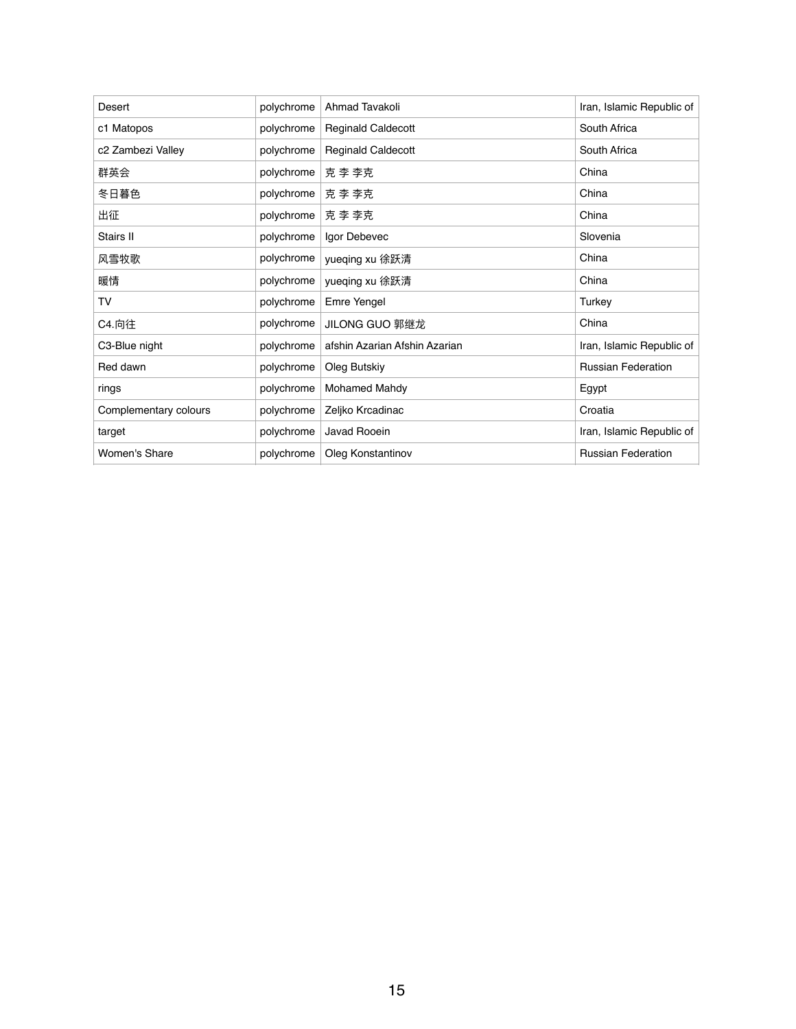| | | | |
|---|---|---|---|
| Desert | polychrome | Ahmad Tavakoli | Iran, Islamic Republic of |
| c1 Matopos | polychrome | Reginald Caldecott | South Africa |
| c2 Zambezi Valley | polychrome | Reginald Caldecott | South Africa |
| 群英会 | polychrome | 克 李 李克 | China |
| 冬日暮色 | polychrome | 克 李 李克 | China |
| 出征 | polychrome | 克 李 李克 | China |
| Stairs II | polychrome | Igor Debevec | Slovenia |
| 风雪牧歌 | polychrome | yueqing xu 徐跃清 | China |
| 暖情 | polychrome | yueqing xu 徐跃清 | China |
| TV | polychrome | Emre Yengel | Turkey |
| C4.向往 | polychrome | JILONG GUO 郭继龙 | China |
| C3-Blue night | polychrome | afshin Azarian Afshin Azarian | Iran, Islamic Republic of |
| Red dawn | polychrome | Oleg Butskiy | Russian Federation |
| rings | polychrome | Mohamed Mahdy | Egypt |
| Complementary colours | polychrome | Zeljko Krcadinac | Croatia |
| target | polychrome | Javad Rooein | Iran, Islamic Republic of |
| Women's Share | polychrome | Oleg Konstantinov | Russian Federation |